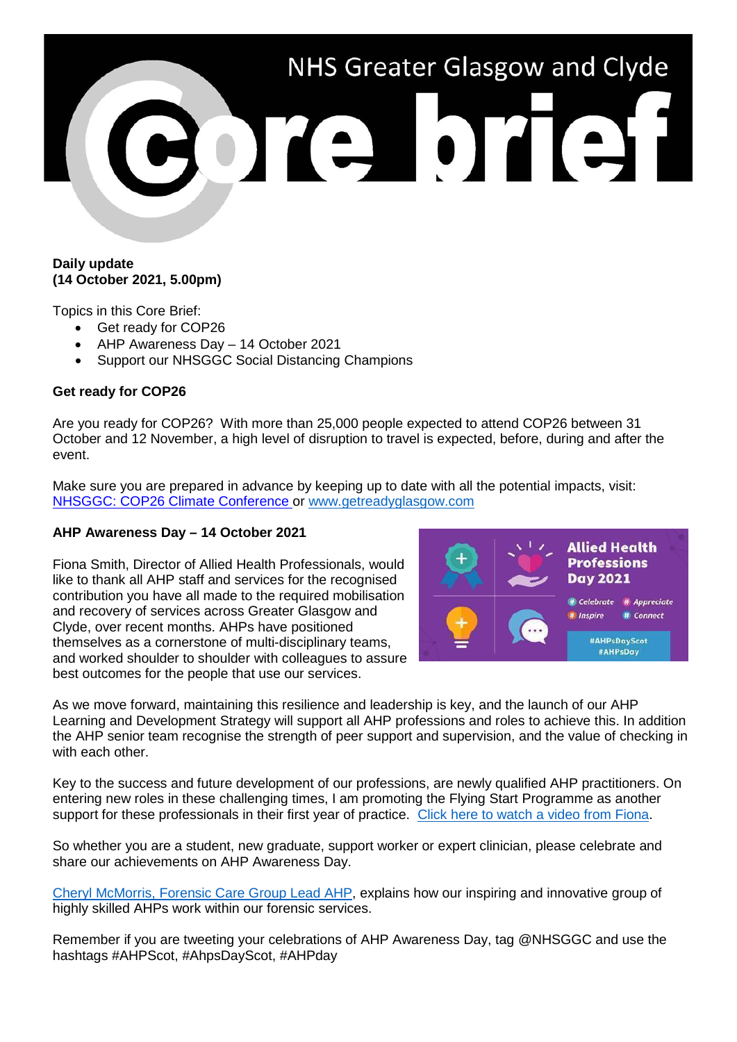# NHS Greater Glasgow and Clyde Core brief

**Daily update**
**(14 October 2021, 5.00pm)**

Topics in this Core Brief:

- Get ready for COP26
- AHP Awareness Day – 14 October 2021
- Support our NHSGGC Social Distancing Champions

## Get ready for COP26

Are you ready for COP26? With more than 25,000 people expected to attend COP26 between 31 October and 12 November, a high level of disruption to travel is expected, before, during and after the event.

Make sure you are prepared in advance by keeping up to date with all the potential impacts, visit: NHSGGC: COP26 Climate Conference or www.getreadyglasgow.com

## AHP Awareness Day – 14 October 2021

Fiona Smith, Director of Allied Health Professionals, would like to thank all AHP staff and services for the recognised contribution you have all made to the required mobilisation and recovery of services across Greater Glasgow and Clyde, over recent months. AHPs have positioned themselves as a cornerstone of multi-disciplinary teams, and worked shoulder to shoulder with colleagues to assure best outcomes for the people that use our services.

Allied Health Professions Day 2021

Celebrate Appreciate Inspire Connect

#AHPsDayScot #AHPsDay

As we move forward, maintaining this resilience and leadership is key, and the launch of our AHP Learning and Development Strategy will support all AHP professions and roles to achieve this. In addition the AHP senior team recognise the strength of peer support and supervision, and the value of checking in with each other.

Key to the success and future development of our professions, are newly qualified AHP practitioners. On entering new roles in these challenging times, I am promoting the Flying Start Programme as another support for these professionals in their first year of practice. Click here to watch a video from Fiona.

So whether you are a student, new graduate, support worker or expert clinician, please celebrate and share our achievements on AHP Awareness Day.

Cheryl McMorris, Forensic Care Group Lead AHP, explains how our inspiring and innovative group of highly skilled AHPs work within our forensic services.

Remember if you are tweeting your celebrations of AHP Awareness Day, tag @NHSGGC and use the hashtags #AHPScot, #AhpsDayScot, #AHPday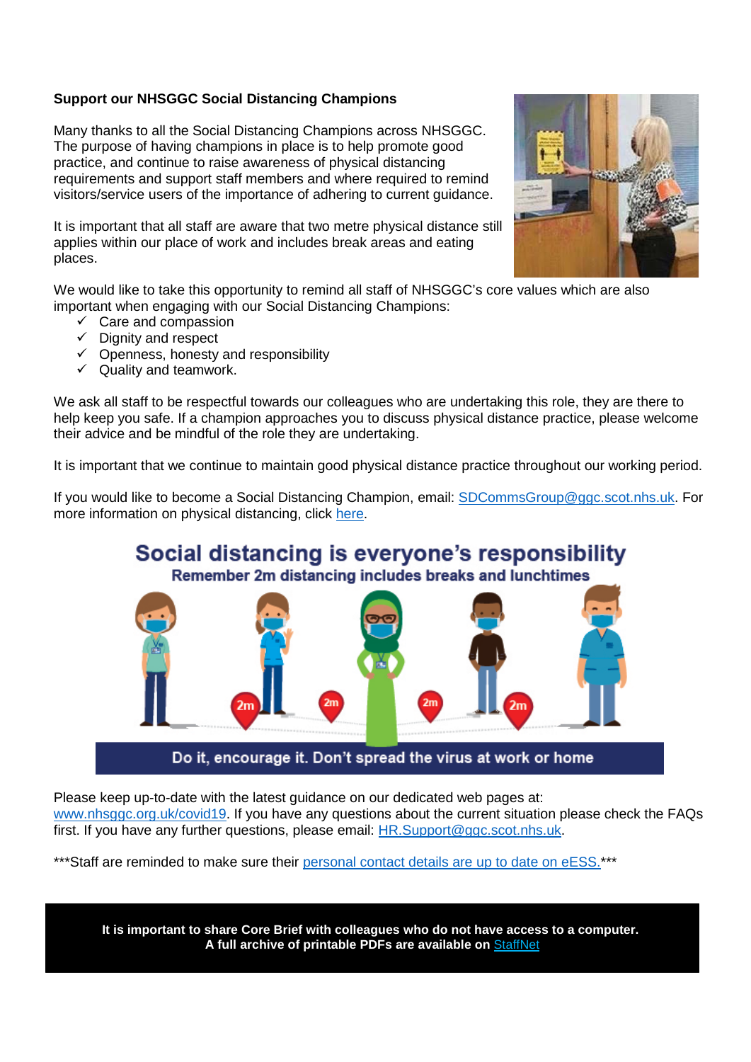**Support our NHSGGC Social Distancing Champions**

Many thanks to all the Social Distancing Champions across NHSGGC. The purpose of having champions in place is to help promote good practice, and continue to raise awareness of physical distancing requirements and support staff members and where required to remind visitors/service users of the importance of adhering to current guidance.

It is important that all staff are aware that two metre physical distance still applies within our place of work and includes break areas and eating places.

We would like to take this opportunity to remind all staff of NHSGGC's core values which are also important when engaging with our Social Distancing Champions:

- ✓ Care and compassion
- ✓ Dignity and respect
- ✓ Openness, honesty and responsibility
- ✓ Quality and teamwork.

We ask all staff to be respectful towards our colleagues who are undertaking this role, they are there to help keep you safe. If a champion approaches you to discuss physical distance practice, please welcome their advice and be mindful of the role they are undertaking.

It is important that we continue to maintain good physical distance practice throughout our working period.

If you would like to become a Social Distancing Champion, email: SDCommsGroup@ggc.scot.nhs.uk. For more information on physical distancing, click here.

Social distancing is everyone's responsibility

Remember 2m distancing includes breaks and lunchtimes

2m 2m 2m 2m

Do it, encourage it. Don't spread the virus at work or home

Please keep up-to-date with the latest guidance on our dedicated web pages at: www.nhsggc.org.uk/covid19. If you have any questions about the current situation please check the FAQs first. If you have any further questions, please email: HR.Support@ggc.scot.nhs.uk.

***Staff are reminded to make sure their personal contact details are up to date on eESS.***

**It is important to share Core Brief with colleagues who do not have access to a computer.**
**A full archive of printable PDFs are available on StaffNet**